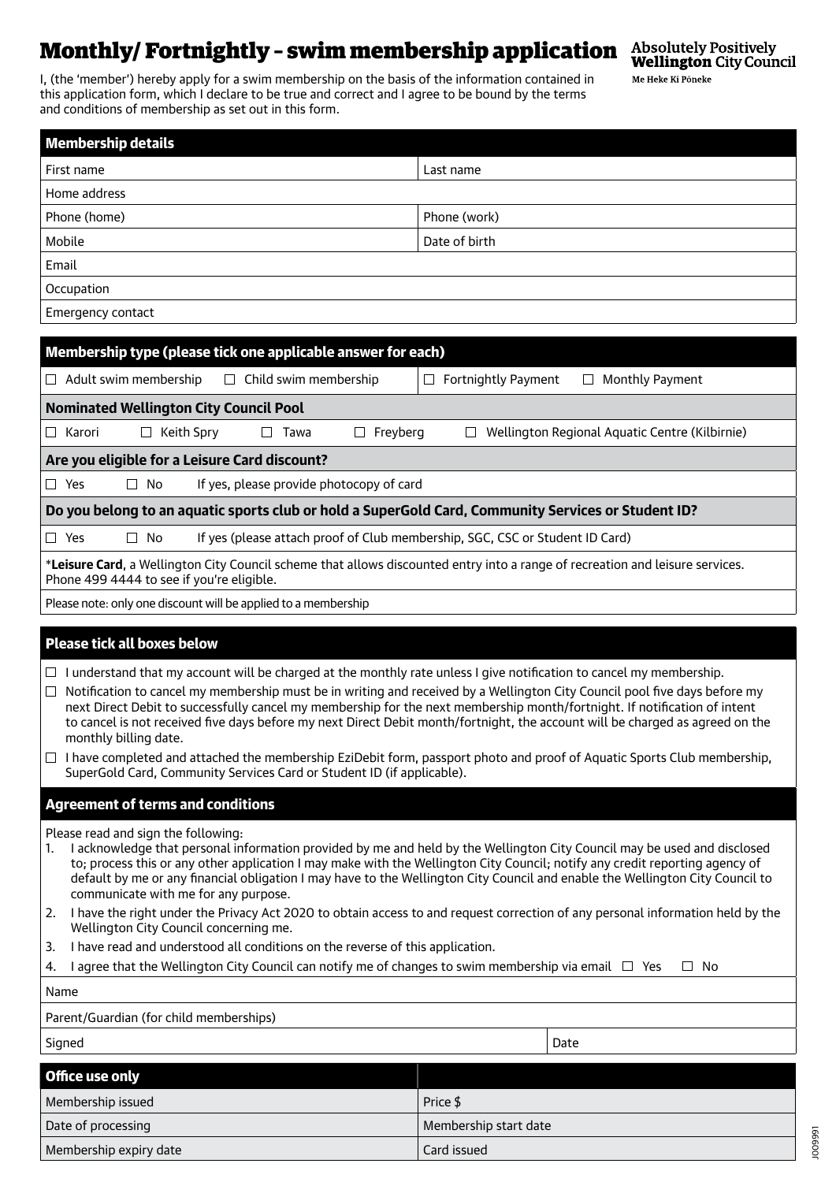# Monthly/ Fortnightly – swim membership application

**Absolutely Positively Wellington City Council**
Me Heke Ki Pōneke

I, (the 'member') hereby apply for a swim membership on the basis of the information contained in this application form, which I declare to be true and correct and I agree to be bound by the terms and conditions of membership as set out in this form.

## Membership details

| | |
|---|---|
| First name | Last name |
| Home address | |
| Phone (home) | Phone (work) |
| Mobile | Date of birth |
| Email | |
| Occupation | |
| Emergency contact | |

## Membership type (please tick one applicable answer for each)

☐ Adult swim membership ☐ Child swim membership | ☐ Fortnightly Payment ☐ Monthly Payment

**Nominated Wellington City Council Pool**

☐ Karori ☐ Keith Spry ☐ Tawa ☐ Freyberg ☐ Wellington Regional Aquatic Centre (Kilbirnie)

**Are you eligible for a Leisure Card discount?**

☐ Yes ☐ No If yes, please provide photocopy of card

**Do you belong to an aquatic sports club or hold a SuperGold Card, Community Services or Student ID?**

☐ Yes ☐ No If yes (please attach proof of Club membership, SGC, CSC or Student ID Card)

*__Leisure Card__, a Wellington City Council scheme that allows discounted entry into a range of recreation and leisure services. Phone 499 4444 to see if you're eligible.

Please note: only one discount will be applied to a membership

## Please tick all boxes below

- ☐ I understand that my account will be charged at the monthly rate unless I give notification to cancel my membership.
- ☐ Notification to cancel my membership must be in writing and received by a Wellington City Council pool five days before my next Direct Debit to successfully cancel my membership for the next membership month/fortnight. If notification of intent to cancel is not received five days before my next Direct Debit month/fortnight, the account will be charged as agreed on the monthly billing date.
- ☐ I have completed and attached the membership EziDebit form, passport photo and proof of Aquatic Sports Club membership, SuperGold Card, Community Services Card or Student ID (if applicable).

## Agreement of terms and conditions

Please read and sign the following:

1. I acknowledge that personal information provided by me and held by the Wellington City Council may be used and disclosed to; process this or any other application I may make with the Wellington City Council; notify any credit reporting agency of default by me or any financial obligation I may have to the Wellington City Council and enable the Wellington City Council to communicate with me for any purpose.
2. I have the right under the Privacy Act 2020 to obtain access to and request correction of any personal information held by the Wellington City Council concerning me.
3. I have read and understood all conditions on the reverse of this application.
4. I agree that the Wellington City Council can notify me of changes to swim membership via email ☐ Yes ☐ No

| | |
|---|---|
| Name | |
| Parent/Guardian (for child memberships) | |
| Signed | Date |

## Office use only

| | |
|---|---|
| Membership issued | Price $ |
| Date of processing | Membership start date |
| Membership expiry date | Card issued |

J009991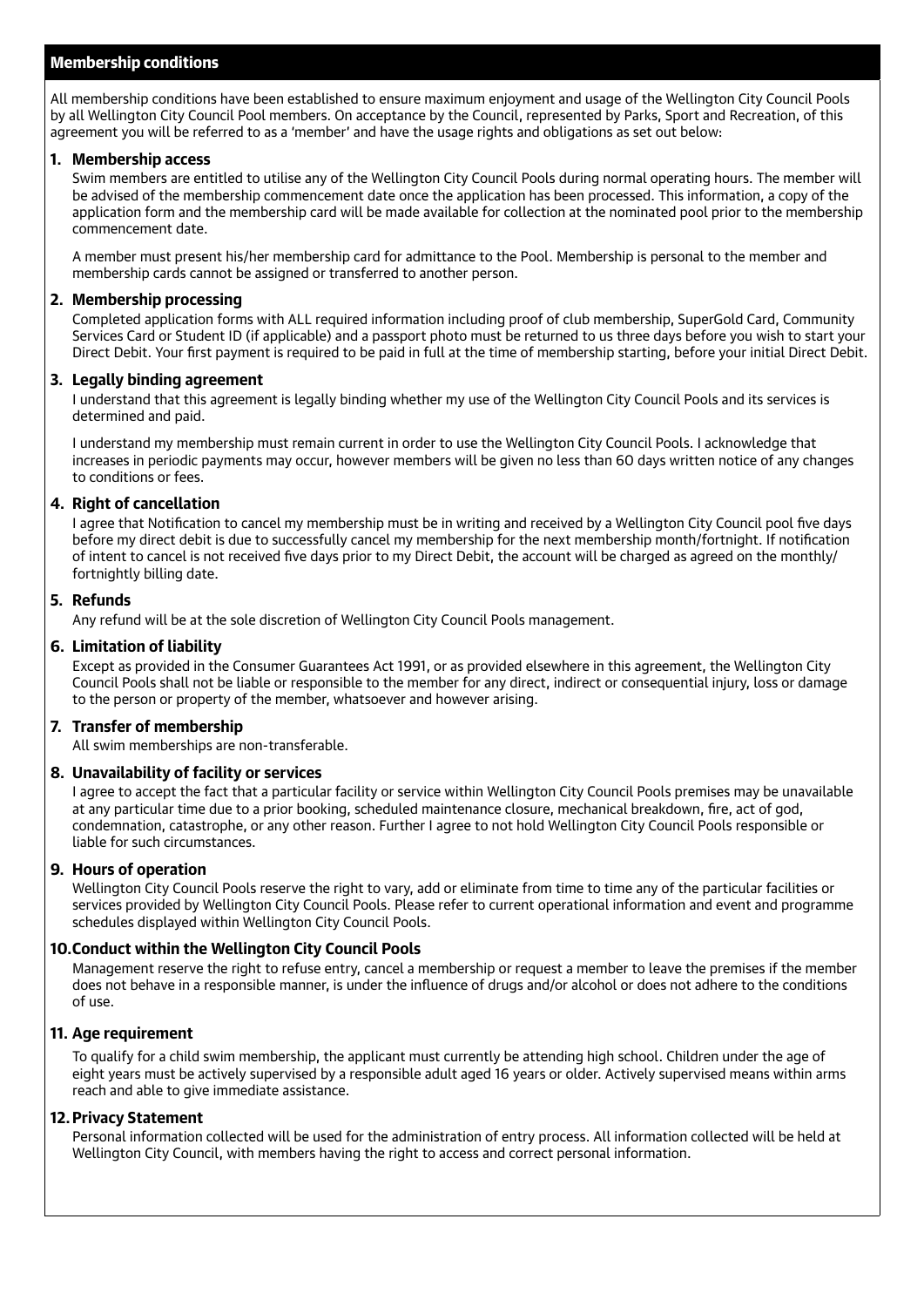## Membership conditions

All membership conditions have been established to ensure maximum enjoyment and usage of the Wellington City Council Pools by all Wellington City Council Pool members. On acceptance by the Council, represented by Parks, Sport and Recreation, of this agreement you will be referred to as a 'member' and have the usage rights and obligations as set out below:

### 1. Membership access

Swim members are entitled to utilise any of the Wellington City Council Pools during normal operating hours. The member will be advised of the membership commencement date once the application has been processed. This information, a copy of the application form and the membership card will be made available for collection at the nominated pool prior to the membership commencement date.

A member must present his/her membership card for admittance to the Pool. Membership is personal to the member and membership cards cannot be assigned or transferred to another person.

### 2. Membership processing

Completed application forms with ALL required information including proof of club membership, SuperGold Card, Community Services Card or Student ID (if applicable) and a passport photo must be returned to us three days before you wish to start your Direct Debit. Your first payment is required to be paid in full at the time of membership starting, before your initial Direct Debit.

### 3. Legally binding agreement

I understand that this agreement is legally binding whether my use of the Wellington City Council Pools and its services is determined and paid.

I understand my membership must remain current in order to use the Wellington City Council Pools. I acknowledge that increases in periodic payments may occur, however members will be given no less than 60 days written notice of any changes to conditions or fees.

### 4. Right of cancellation

I agree that Notification to cancel my membership must be in writing and received by a Wellington City Council pool five days before my direct debit is due to successfully cancel my membership for the next membership month/fortnight. If notification of intent to cancel is not received five days prior to my Direct Debit, the account will be charged as agreed on the monthly/fortnightly billing date.

### 5. Refunds

Any refund will be at the sole discretion of Wellington City Council Pools management.

### 6. Limitation of liability

Except as provided in the Consumer Guarantees Act 1991, or as provided elsewhere in this agreement, the Wellington City Council Pools shall not be liable or responsible to the member for any direct, indirect or consequential injury, loss or damage to the person or property of the member, whatsoever and however arising.

### 7. Transfer of membership

All swim memberships are non-transferable.

### 8. Unavailability of facility or services

I agree to accept the fact that a particular facility or service within Wellington City Council Pools premises may be unavailable at any particular time due to a prior booking, scheduled maintenance closure, mechanical breakdown, fire, act of god, condemnation, catastrophe, or any other reason. Further I agree to not hold Wellington City Council Pools responsible or liable for such circumstances.

### 9. Hours of operation

Wellington City Council Pools reserve the right to vary, add or eliminate from time to time any of the particular facilities or services provided by Wellington City Council Pools. Please refer to current operational information and event and programme schedules displayed within Wellington City Council Pools.

### 10. Conduct within the Wellington City Council Pools

Management reserve the right to refuse entry, cancel a membership or request a member to leave the premises if the member does not behave in a responsible manner, is under the influence of drugs and/or alcohol or does not adhere to the conditions of use.

### 11. Age requirement

To qualify for a child swim membership, the applicant must currently be attending high school. Children under the age of eight years must be actively supervised by a responsible adult aged 16 years or older. Actively supervised means within arms reach and able to give immediate assistance.

### 12. Privacy Statement

Personal information collected will be used for the administration of entry process. All information collected will be held at Wellington City Council, with members having the right to access and correct personal information.